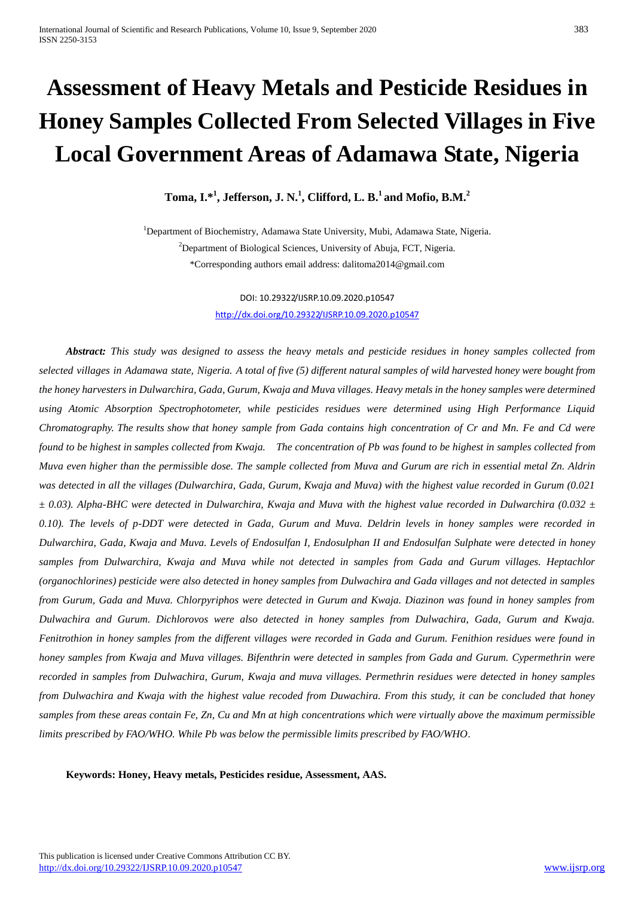# Assessment of Heavy Metals and Pesticide Residues in Honey Samples Collected From Selected Villages in Five Local Government Areas of Adamawa State, Nigeria

**Toma, I.*[1], Jefferson, J. N.[1], Clifford, L. B.[1] and Mofio, B.M.[2]**

[1]Department of Biochemistry, Adamawa State University, Mubi, Adamawa State, Nigeria.
[2]Department of Biological Sciences, University of Abuja, FCT, Nigeria.
*Corresponding authors email address: dalitoma2014@gmail.com

DOI: 10.29322/IJSRP.10.09.2020.p10547
http://dx.doi.org/10.29322/IJSRP.10.09.2020.p10547

***Abstract:*** *This study was designed to assess the heavy metals and pesticide residues in honey samples collected from selected villages in Adamawa state, Nigeria. A total of five (5) different natural samples of wild harvested honey were bought from the honey harvesters in Dulwarchira, Gada, Gurum, Kwaja and Muva villages. Heavy metals in the honey samples were determined using Atomic Absorption Spectrophotometer, while pesticides residues were determined using High Performance Liquid Chromatography. The results show that honey sample from Gada contains high concentration of Cr and Mn. Fe and Cd were found to be highest in samples collected from Kwaja. The concentration of Pb was found to be highest in samples collected from Muva even higher than the permissible dose. The sample collected from Muva and Gurum are rich in essential metal Zn. Aldrin was detected in all the villages (Dulwarchira, Gada, Gurum, Kwaja and Muva) with the highest value recorded in Gurum (0.021 ± 0.03). Alpha-BHC were detected in Dulwarchira, Kwaja and Muva with the highest value recorded in Dulwarchira (0.032 ± 0.10). The levels of p-DDT were detected in Gada, Gurum and Muva. Deldrin levels in honey samples were recorded in Dulwarchira, Gada, Kwaja and Muva. Levels of Endosulfan I, Endosulphan II and Endosulfan Sulphate were detected in honey samples from Dulwarchira, Kwaja and Muva while not detected in samples from Gada and Gurum villages. Heptachlor (organochlorines) pesticide were also detected in honey samples from Dulwachira and Gada villages and not detected in samples from Gurum, Gada and Muva. Chlorpyriphos were detected in Gurum and Kwaja. Diazinon was found in honey samples from Dulwachira and Gurum. Dichlorovos were also detected in honey samples from Dulwachira, Gada, Gurum and Kwaja. Fenitrothion in honey samples from the different villages were recorded in Gada and Gurum. Fenithion residues were found in honey samples from Kwaja and Muva villages. Bifenthrin were detected in samples from Gada and Gurum. Cypermethrin were recorded in samples from Dulwachira, Gurum, Kwaja and muva villages. Permethrin residues were detected in honey samples from Dulwachira and Kwaja with the highest value recoded from Duwachira. From this study, it can be concluded that honey samples from these areas contain Fe, Zn, Cu and Mn at high concentrations which were virtually above the maximum permissible limits prescribed by FAO/WHO. While Pb was below the permissible limits prescribed by FAO/WHO.*

**Keywords: Honey, Heavy metals, Pesticides residue, Assessment, AAS.**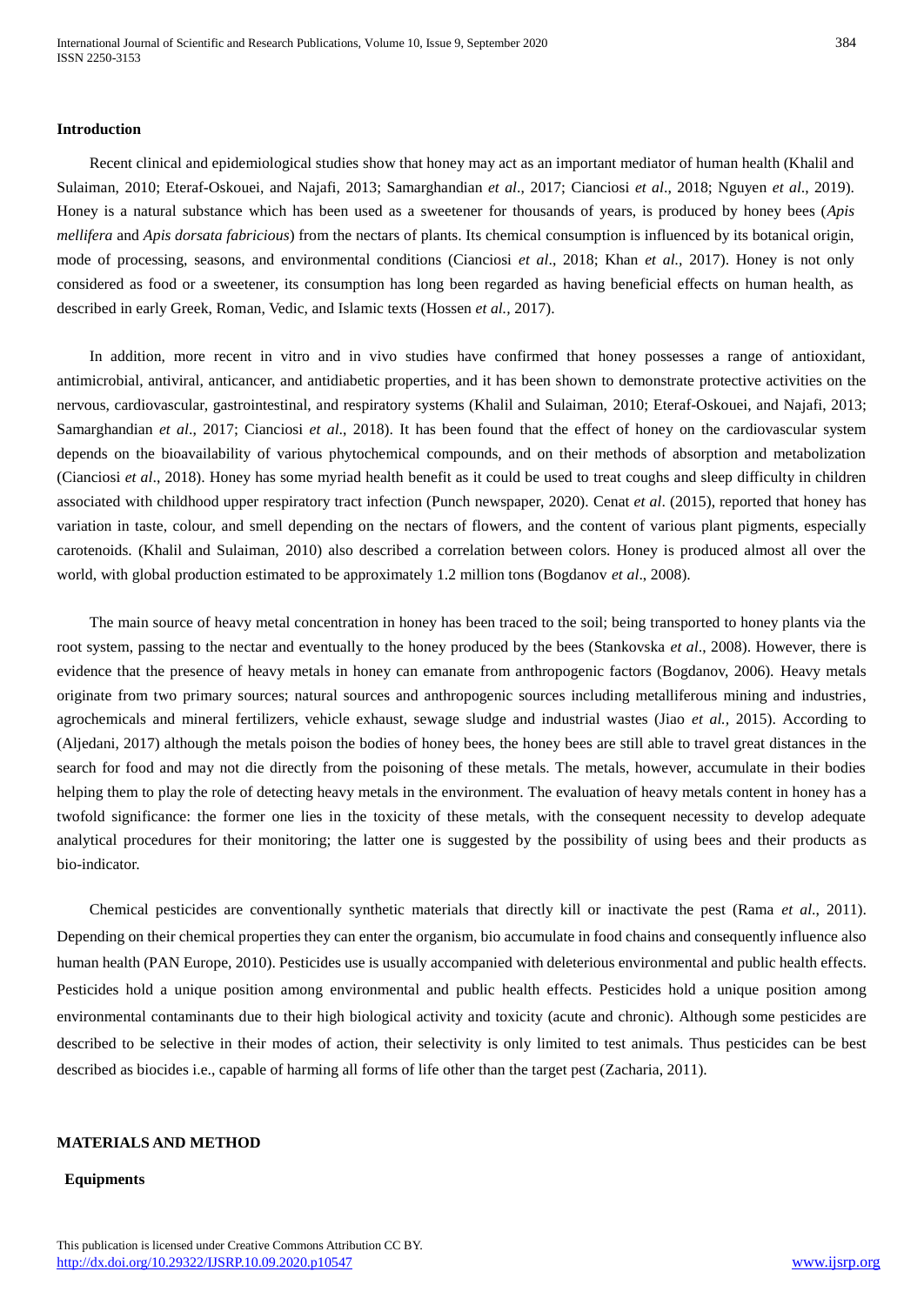## Introduction

Recent clinical and epidemiological studies show that honey may act as an important mediator of human health (Khalil and Sulaiman, 2010; Eteraf-Oskouei, and Najafi, 2013; Samarghandian *et al*., 2017; Cianciosi *et al*., 2018; Nguyen *et al*., 2019). Honey is a natural substance which has been used as a sweetener for thousands of years, is produced by honey bees (*Apis mellifera* and *Apis dorsata fabricious*) from the nectars of plants. Its chemical consumption is influenced by its botanical origin, mode of processing, seasons, and environmental conditions (Cianciosi *et al*., 2018; Khan *et al.*, 2017). Honey is not only considered as food or a sweetener, its consumption has long been regarded as having beneficial effects on human health, as described in early Greek, Roman, Vedic, and Islamic texts (Hossen *et al.*, 2017).

In addition, more recent in vitro and in vivo studies have confirmed that honey possesses a range of antioxidant, antimicrobial, antiviral, anticancer, and antidiabetic properties, and it has been shown to demonstrate protective activities on the nervous, cardiovascular, gastrointestinal, and respiratory systems (Khalil and Sulaiman, 2010; Eteraf-Oskouei, and Najafi, 2013; Samarghandian *et al*., 2017; Cianciosi *et al*., 2018). It has been found that the effect of honey on the cardiovascular system depends on the bioavailability of various phytochemical compounds, and on their methods of absorption and metabolization (Cianciosi *et al*., 2018). Honey has some myriad health benefit as it could be used to treat coughs and sleep difficulty in children associated with childhood upper respiratory tract infection (Punch newspaper, 2020). Cenat *et al*. (2015), reported that honey has variation in taste, colour, and smell depending on the nectars of flowers, and the content of various plant pigments, especially carotenoids. (Khalil and Sulaiman, 2010) also described a correlation between colors. Honey is produced almost all over the world, with global production estimated to be approximately 1.2 million tons (Bogdanov *et al*., 2008).

The main source of heavy metal concentration in honey has been traced to the soil; being transported to honey plants via the root system, passing to the nectar and eventually to the honey produced by the bees (Stankovska *et al*., 2008). However, there is evidence that the presence of heavy metals in honey can emanate from anthropogenic factors (Bogdanov, 2006). Heavy metals originate from two primary sources; natural sources and anthropogenic sources including metalliferous mining and industries, agrochemicals and mineral fertilizers, vehicle exhaust, sewage sludge and industrial wastes (Jiao *et al.,* 2015). According to (Aljedani, 2017) although the metals poison the bodies of honey bees, the honey bees are still able to travel great distances in the search for food and may not die directly from the poisoning of these metals. The metals, however, accumulate in their bodies helping them to play the role of detecting heavy metals in the environment. The evaluation of heavy metals content in honey has a twofold significance: the former one lies in the toxicity of these metals, with the consequent necessity to develop adequate analytical procedures for their monitoring; the latter one is suggested by the possibility of using bees and their products as bio-indicator.

Chemical pesticides are conventionally synthetic materials that directly kill or inactivate the pest (Rama *et al*., 2011). Depending on their chemical properties they can enter the organism, bio accumulate in food chains and consequently influence also human health (PAN Europe, 2010). Pesticides use is usually accompanied with deleterious environmental and public health effects. Pesticides hold a unique position among environmental and public health effects. Pesticides hold a unique position among environmental contaminants due to their high biological activity and toxicity (acute and chronic). Although some pesticides are described to be selective in their modes of action, their selectivity is only limited to test animals. Thus pesticides can be best described as biocides i.e., capable of harming all forms of life other than the target pest (Zacharia, 2011).

## MATERIALS AND METHOD

### Equipments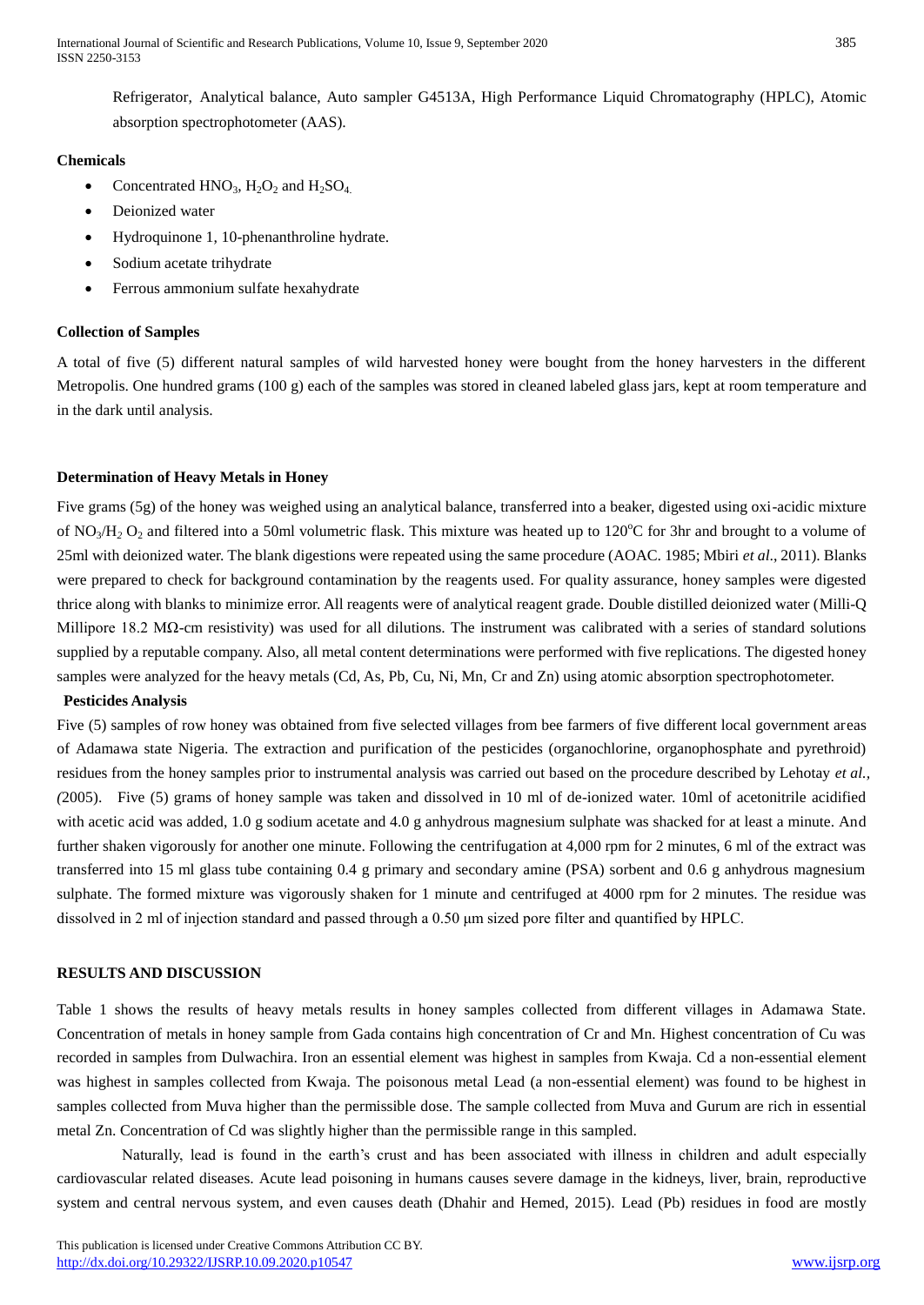Refrigerator, Analytical balance, Auto sampler G4513A, High Performance Liquid Chromatography (HPLC), Atomic absorption spectrophotometer (AAS).

**Chemicals**

- Concentrated $HNO_3$, $H_2O_2$ and $H_2SO_4$.
- Deionized water
- Hydroquinone 1, 10-phenanthroline hydrate.
- Sodium acetate trihydrate
- Ferrous ammonium sulfate hexahydrate

**Collection of Samples**

A total of five (5) different natural samples of wild harvested honey were bought from the honey harvesters in the different Metropolis. One hundred grams (100 g) each of the samples was stored in cleaned labeled glass jars, kept at room temperature and in the dark until analysis.

**Determination of Heavy Metals in Honey**

Five grams (5g) of the honey was weighed using an analytical balance, transferred into a beaker, digested using oxi-acidic mixture of $NO_3$/$H_2O_2$ and filtered into a 50ml volumetric flask. This mixture was heated up to 120°C for 3hr and brought to a volume of 25ml with deionized water. The blank digestions were repeated using the same procedure (AOAC. 1985; Mbiri *et al.*, 2011). Blanks were prepared to check for background contamination by the reagents used. For quality assurance, honey samples were digested thrice along with blanks to minimize error. All reagents were of analytical reagent grade. Double distilled deionized water (Milli-Q Millipore 18.2 MΩ-cm resistivity) was used for all dilutions. The instrument was calibrated with a series of standard solutions supplied by a reputable company. Also, all metal content determinations were performed with five replications. The digested honey samples were analyzed for the heavy metals (Cd, As, Pb, Cu, Ni, Mn, Cr and Zn) using atomic absorption spectrophotometer.

**Pesticides Analysis**

Five (5) samples of row honey was obtained from five selected villages from bee farmers of five different local government areas of Adamawa state Nigeria. The extraction and purification of the pesticides (organochlorine, organophosphate and pyrethroid) residues from the honey samples prior to instrumental analysis was carried out based on the procedure described by Lehotay *et al.*, (2005). Five (5) grams of honey sample was taken and dissolved in 10 ml of de-ionized water. 10ml of acetonitrile acidified with acetic acid was added, 1.0 g sodium acetate and 4.0 g anhydrous magnesium sulphate was shacked for at least a minute. And further shaken vigorously for another one minute. Following the centrifugation at 4,000 rpm for 2 minutes, 6 ml of the extract was transferred into 15 ml glass tube containing 0.4 g primary and secondary amine (PSA) sorbent and 0.6 g anhydrous magnesium sulphate. The formed mixture was vigorously shaken for 1 minute and centrifuged at 4000 rpm for 2 minutes. The residue was dissolved in 2 ml of injection standard and passed through a 0.50 μm sized pore filter and quantified by HPLC.

**RESULTS AND DISCUSSION**

Table 1 shows the results of heavy metals results in honey samples collected from different villages in Adamawa State. Concentration of metals in honey sample from Gada contains high concentration of Cr and Mn. Highest concentration of Cu was recorded in samples from Dulwachira. Iron an essential element was highest in samples from Kwaja. Cd a non-essential element was highest in samples collected from Kwaja. The poisonous metal Lead (a non-essential element) was found to be highest in samples collected from Muva higher than the permissible dose. The sample collected from Muva and Gurum are rich in essential metal Zn. Concentration of Cd was slightly higher than the permissible range in this sampled.

Naturally, lead is found in the earth's crust and has been associated with illness in children and adult especially cardiovascular related diseases. Acute lead poisoning in humans causes severe damage in the kidneys, liver, brain, reproductive system and central nervous system, and even causes death (Dhahir and Hemed, 2015). Lead (Pb) residues in food are mostly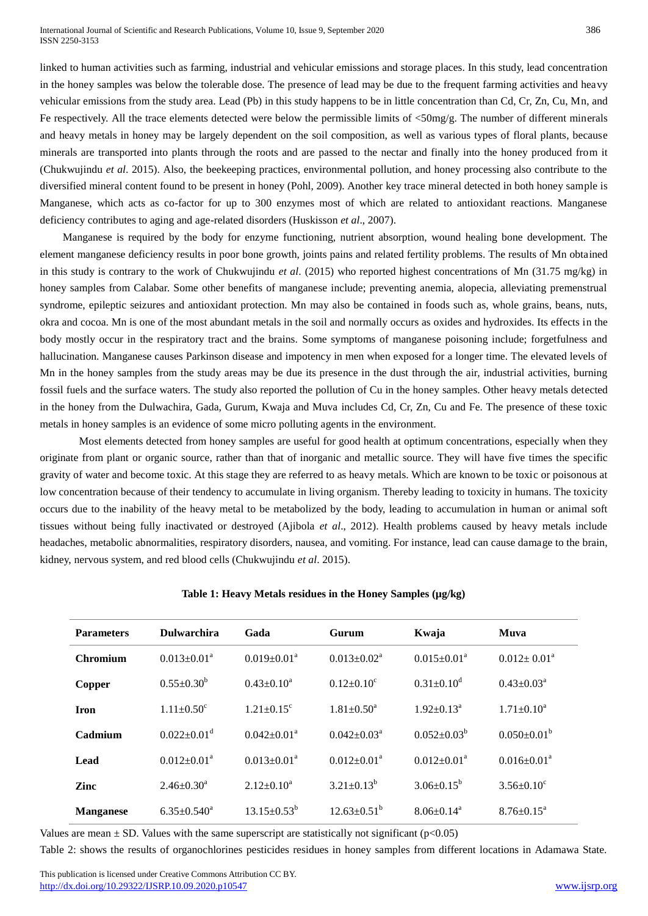linked to human activities such as farming, industrial and vehicular emissions and storage places. In this study, lead concentration in the honey samples was below the tolerable dose. The presence of lead may be due to the frequent farming activities and heavy vehicular emissions from the study area. Lead (Pb) in this study happens to be in little concentration than Cd, Cr, Zn, Cu, Mn, and Fe respectively. All the trace elements detected were below the permissible limits of <50mg/g. The number of different minerals and heavy metals in honey may be largely dependent on the soil composition, as well as various types of floral plants, because minerals are transported into plants through the roots and are passed to the nectar and finally into the honey produced from it (Chukwujindu *et al*. 2015). Also, the beekeeping practices, environmental pollution, and honey processing also contribute to the diversified mineral content found to be present in honey (Pohl, 2009). Another key trace mineral detected in both honey sample is Manganese, which acts as co-factor for up to 300 enzymes most of which are related to antioxidant reactions. Manganese deficiency contributes to aging and age-related disorders (Huskisson *et al*., 2007).

Manganese is required by the body for enzyme functioning, nutrient absorption, wound healing bone development. The element manganese deficiency results in poor bone growth, joints pains and related fertility problems. The results of Mn obtained in this study is contrary to the work of Chukwujindu *et al*. (2015) who reported highest concentrations of Mn (31.75 mg/kg) in honey samples from Calabar. Some other benefits of manganese include; preventing anemia, alopecia, alleviating premenstrual syndrome, epileptic seizures and antioxidant protection. Mn may also be contained in foods such as, whole grains, beans, nuts, okra and cocoa. Mn is one of the most abundant metals in the soil and normally occurs as oxides and hydroxides. Its effects in the body mostly occur in the respiratory tract and the brains. Some symptoms of manganese poisoning include; forgetfulness and hallucination. Manganese causes Parkinson disease and impotency in men when exposed for a longer time. The elevated levels of Mn in the honey samples from the study areas may be due its presence in the dust through the air, industrial activities, burning fossil fuels and the surface waters. The study also reported the pollution of Cu in the honey samples. Other heavy metals detected in the honey from the Dulwachira, Gada, Gurum, Kwaja and Muva includes Cd, Cr, Zn, Cu and Fe. The presence of these toxic metals in honey samples is an evidence of some micro polluting agents in the environment.

Most elements detected from honey samples are useful for good health at optimum concentrations, especially when they originate from plant or organic source, rather than that of inorganic and metallic source. They will have five times the specific gravity of water and become toxic. At this stage they are referred to as heavy metals. Which are known to be toxic or poisonous at low concentration because of their tendency to accumulate in living organism. Thereby leading to toxicity in humans. The toxicity occurs due to the inability of the heavy metal to be metabolized by the body, leading to accumulation in human or animal soft tissues without being fully inactivated or destroyed (Ajibola *et al*., 2012). Health problems caused by heavy metals include headaches, metabolic abnormalities, respiratory disorders, nausea, and vomiting. For instance, lead can cause damage to the brain, kidney, nervous system, and red blood cells (Chukwujindu *et al*. 2015).

**Table 1: Heavy Metals residues in the Honey Samples (µg/kg)**

| **Parameters** | **Dulwarchira** | **Gada** | **Gurum** | **Kwaja** | **Muva** |
|---|---|---|---|---|---|
| **Chromium** | $0.013{\pm}0.01^{a}$ | $0.019{\pm}0.01^{a}$ | $0.013{\pm}0.02^{a}$ | $0.015{\pm}0.01^{a}$ | $0.012{\pm}0.01^{a}$ |
| **Copper** | $0.55{\pm}0.30^{b}$ | $0.43{\pm}0.10^{a}$ | $0.12{\pm}0.10^{c}$ | $0.31{\pm}0.10^{d}$ | $0.43{\pm}0.03^{a}$ |
| **Iron** | $1.11{\pm}0.50^{c}$ | $1.21{\pm}0.15^{c}$ | $1.81{\pm}0.50^{a}$ | $1.92{\pm}0.13^{a}$ | $1.71{\pm}0.10^{a}$ |
| **Cadmium** | $0.022{\pm}0.01^{d}$ | $0.042{\pm}0.01^{a}$ | $0.042{\pm}0.03^{a}$ | $0.052{\pm}0.03^{b}$ | $0.050{\pm}0.01^{b}$ |
| **Lead** | $0.012{\pm}0.01^{a}$ | $0.013{\pm}0.01^{a}$ | $0.012{\pm}0.01^{a}$ | $0.012{\pm}0.01^{a}$ | $0.016{\pm}0.01^{a}$ |
| **Zinc** | $2.46{\pm}0.30^{a}$ | $2.12{\pm}0.10^{a}$ | $3.21{\pm}0.13^{b}$ | $3.06{\pm}0.15^{b}$ | $3.56{\pm}0.10^{c}$ |
| **Manganese** | $6.35{\pm}0.540^{a}$ | $13.15{\pm}0.53^{b}$ | $12.63{\pm}0.51^{b}$ | $8.06{\pm}0.14^{a}$ | $8.76{\pm}0.15^{a}$ |

Values are mean ± SD. Values with the same superscript are statistically not significant ($p<0.05$)

Table 2: shows the results of organochlorines pesticides residues in honey samples from different locations in Adamawa State.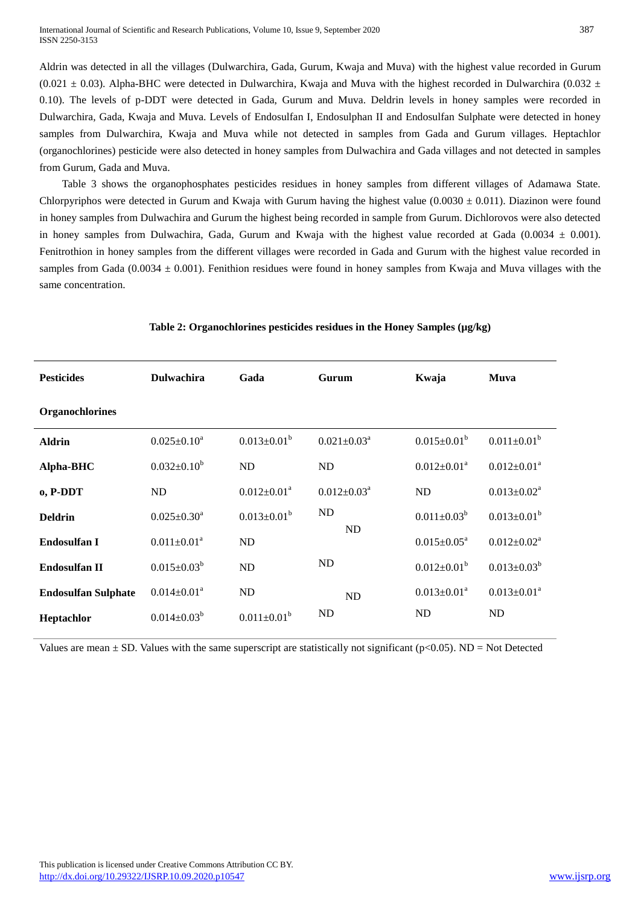Aldrin was detected in all the villages (Dulwarchira, Gada, Gurum, Kwaja and Muva) with the highest value recorded in Gurum ($0.021 \pm 0.03$). Alpha-BHC were detected in Dulwarchira, Kwaja and Muva with the highest recorded in Dulwarchira ($0.032 \pm 0.10$). The levels of p-DDT were detected in Gada, Gurum and Muva. Deldrin levels in honey samples were recorded in Dulwarchira, Gada, Kwaja and Muva. Levels of Endosulfan I, Endosulphan II and Endosulfan Sulphate were detected in honey samples from Dulwarchira, Kwaja and Muva while not detected in samples from Gada and Gurum villages. Heptachlor (organochlorines) pesticide were also detected in honey samples from Dulwachira and Gada villages and not detected in samples from Gurum, Gada and Muva.

Table 3 shows the organophosphates pesticides residues in honey samples from different villages of Adamawa State. Chlorpyriphos were detected in Gurum and Kwaja with Gurum having the highest value ($0.0030 \pm 0.011$). Diazinon were found in honey samples from Dulwachira and Gurum the highest being recorded in sample from Gurum. Dichlorovos were also detected in honey samples from Dulwachira, Gada, Gurum and Kwaja with the highest value recorded at Gada ($0.0034 \pm 0.001$). Fenitrothion in honey samples from the different villages were recorded in Gada and Gurum with the highest value recorded in samples from Gada ($0.0034 \pm 0.001$). Fenithion residues were found in honey samples from Kwaja and Muva villages with the same concentration.

**Table 2: Organochlorines pesticides residues in the Honey Samples (μg/kg)**

| Pesticides | Dulwachira | Gada | Gurum | Kwaja | Muva |
|---|---|---|---|---|---|
| **Organochlorines** | | | | | |
| **Aldrin** | $0.025\pm0.10^{a}$ | $0.013\pm0.01^{b}$ | $0.021\pm0.03^{a}$ | $0.015\pm0.01^{b}$ | $0.011\pm0.01^{b}$ |
| **Alpha-BHC** | $0.032\pm0.10^{b}$ | ND | ND | $0.012\pm0.01^{a}$ | $0.012\pm0.01^{a}$ |
| **o, P-DDT** | ND | $0.012\pm0.01^{a}$ | $0.012\pm0.03^{a}$ | ND | $0.013\pm0.02^{a}$ |
| **Deldrin** | $0.025\pm0.30^{a}$ | $0.013\pm0.01^{b}$ | ND | $0.011\pm0.03^{b}$ | $0.013\pm0.01^{b}$ |
| **Endosulfan I** | $0.011\pm0.01^{a}$ | ND | ND | $0.015\pm0.05^{a}$ | $0.012\pm0.02^{a}$ |
| **Endosulfan II** | $0.015\pm0.03^{b}$ | ND | ND | $0.012\pm0.01^{b}$ | $0.013\pm0.03^{b}$ |
| **Endosulfan Sulphate** | $0.014\pm0.01^{a}$ | ND | ND | $0.013\pm0.01^{a}$ | $0.013\pm0.01^{a}$ |
| **Heptachlor** | $0.014\pm0.03^{b}$ | $0.011\pm0.01^{b}$ | ND | ND | ND |

Values are mean ± SD. Values with the same superscript are statistically not significant ($p<0.05$). ND = Not Detected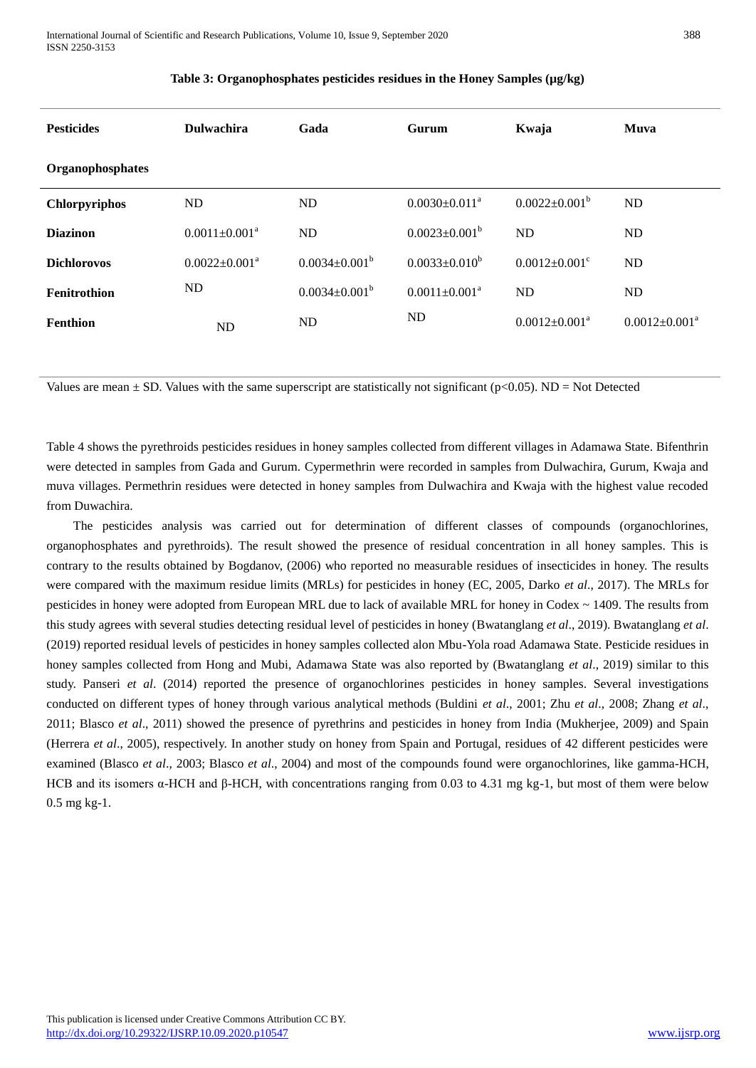**Table 3: Organophosphates pesticides residues in the Honey Samples (µg/kg)**

| Pesticides Organophosphates | Dulwachira | Gada | Gurum | Kwaja | Muva |
|---|---|---|---|---|---|
| **Chlorpyriphos** | ND | ND | $0.0030{\pm}0.011^{a}$ | $0.0022{\pm}0.001^{b}$ | ND |
| **Diazinon** | $0.0011{\pm}0.001^{a}$ | ND | $0.0023{\pm}0.001^{b}$ | ND | ND |
| **Dichlorovos** | $0.0022{\pm}0.001^{a}$ | $0.0034{\pm}0.001^{b}$ | $0.0033{\pm}0.010^{b}$ | $0.0012{\pm}0.001^{c}$ | ND |
| **Fenitrothion** | ND | $0.0034{\pm}0.001^{b}$ | $0.0011{\pm}0.001^{a}$ | ND | ND |
| **Fenthion** | ND | ND | ND | $0.0012{\pm}0.001^{a}$ | $0.0012{\pm}0.001^{a}$ |

Values are mean ± SD. Values with the same superscript are statistically not significant ($p<0.05$). ND = Not Detected

Table 4 shows the pyrethroids pesticides residues in honey samples collected from different villages in Adamawa State. Bifenthrin were detected in samples from Gada and Gurum. Cypermethrin were recorded in samples from Dulwachira, Gurum, Kwaja and muva villages. Permethrin residues were detected in honey samples from Dulwachira and Kwaja with the highest value recoded from Duwachira.

The pesticides analysis was carried out for determination of different classes of compounds (organochlorines, organophosphates and pyrethroids). The result showed the presence of residual concentration in all honey samples. This is contrary to the results obtained by Bogdanov, (2006) who reported no measurable residues of insecticides in honey. The results were compared with the maximum residue limits (MRLs) for pesticides in honey (EC, 2005, Darko *et al*., 2017). The MRLs for pesticides in honey were adopted from European MRL due to lack of available MRL for honey in Codex ~ 1409. The results from this study agrees with several studies detecting residual level of pesticides in honey (Bwatanglang *et al*., 2019). Bwatanglang *et al*. (2019) reported residual levels of pesticides in honey samples collected alon Mbu-Yola road Adamawa State. Pesticide residues in honey samples collected from Hong and Mubi, Adamawa State was also reported by (Bwatanglang *et al*., 2019) similar to this study. Panseri *et al*. (2014) reported the presence of organochlorines pesticides in honey samples. Several investigations conducted on different types of honey through various analytical methods (Buldini *et al*., 2001; Zhu *et al*., 2008; Zhang *et al*., 2011; Blasco *et al*., 2011) showed the presence of pyrethrins and pesticides in honey from India (Mukherjee, 2009) and Spain (Herrera *et al*., 2005), respectively. In another study on honey from Spain and Portugal, residues of 42 different pesticides were examined (Blasco *et al*., 2003; Blasco *et al*., 2004) and most of the compounds found were organochlorines, like gamma-HCH, HCB and its isomers α-HCH and β-HCH, with concentrations ranging from 0.03 to 4.31 mg kg-1, but most of them were below 0.5 mg kg-1.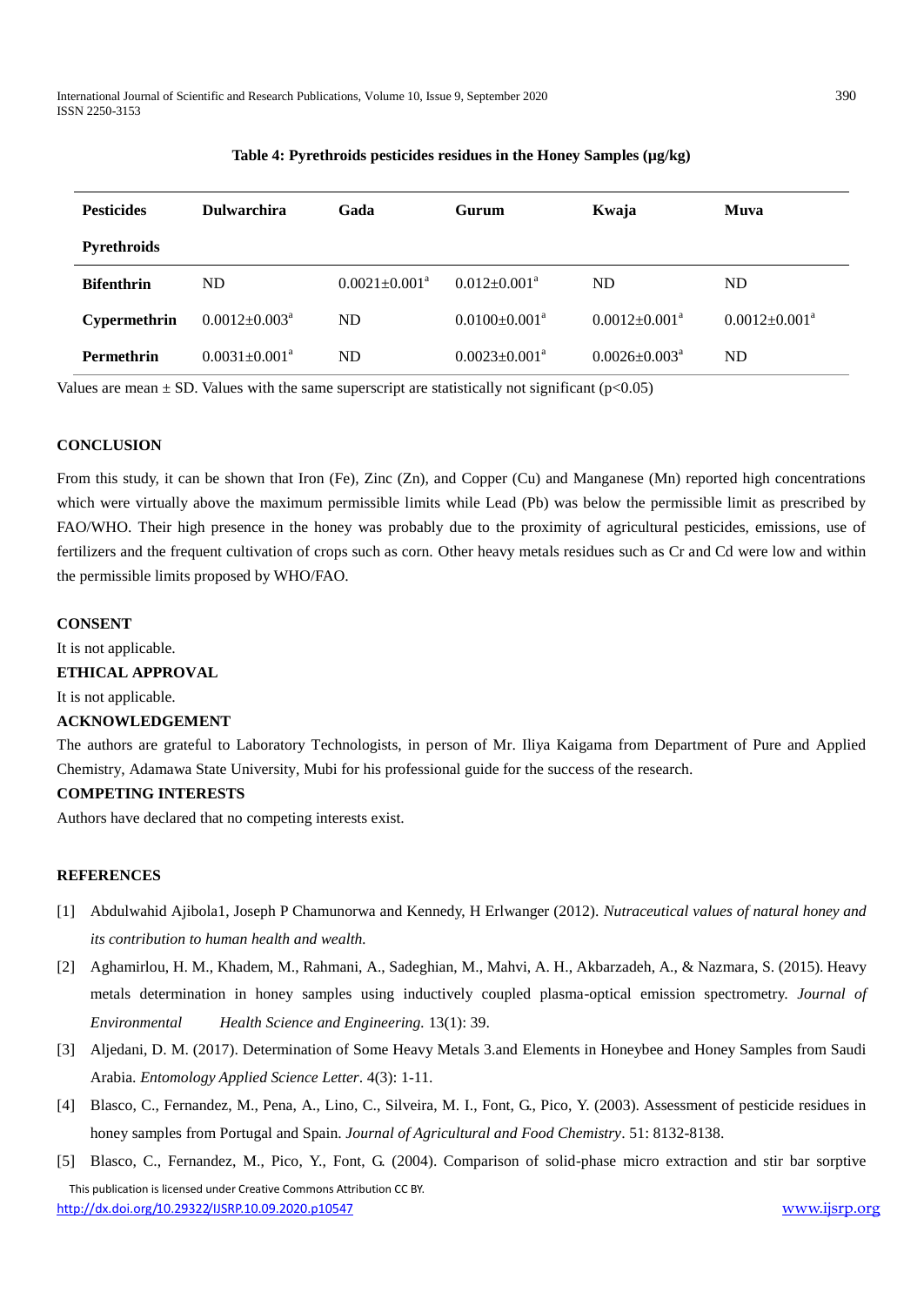**Table 4: Pyrethroids pesticides residues in the Honey Samples (μg/kg)**

| Pesticides Pyrethroids | Dulwarchira | Gada | Gurum | Kwaja | Muva |
|---|---|---|---|---|---|
| **Bifenthrin** | ND | $0.0021{\pm}0.001^{a}$ | $0.012{\pm}0.001^{a}$ | ND | ND |
| **Cypermethrin** | $0.0012{\pm}0.003^{a}$ | ND | $0.0100{\pm}0.001^{a}$ | $0.0012{\pm}0.001^{a}$ | $0.0012{\pm}0.001^{a}$ |
| **Permethrin** | $0.0031{\pm}0.001^{a}$ | ND | $0.0023{\pm}0.001^{a}$ | $0.0026{\pm}0.003^{a}$ | ND |

Values are mean ± SD. Values with the same superscript are statistically not significant ($p<0.05$)

## CONCLUSION

From this study, it can be shown that Iron (Fe), Zinc (Zn), and Copper (Cu) and Manganese (Mn) reported high concentrations which were virtually above the maximum permissible limits while Lead (Pb) was below the permissible limit as prescribed by FAO/WHO. Their high presence in the honey was probably due to the proximity of agricultural pesticides, emissions, use of fertilizers and the frequent cultivation of crops such as corn. Other heavy metals residues such as Cr and Cd were low and within the permissible limits proposed by WHO/FAO.

## CONSENT

It is not applicable.

## ETHICAL APPROVAL

It is not applicable.

## ACKNOWLEDGEMENT

The authors are grateful to Laboratory Technologists, in person of Mr. Iliya Kaigama from Department of Pure and Applied Chemistry, Adamawa State University, Mubi for his professional guide for the success of the research.

## COMPETING INTERESTS

Authors have declared that no competing interests exist.

## REFERENCES

[1] Abdulwahid Ajibola1, Joseph P Chamunorwa and Kennedy, H Erlwanger (2012). *Nutraceutical values of natural honey and its contribution to human health and wealth.*

[2] Aghamirlou, H. M., Khadem, M., Rahmani, A., Sadeghian, M., Mahvi, A. H., Akbarzadeh, A., & Nazmara, S. (2015). Heavy metals determination in honey samples using inductively coupled plasma-optical emission spectrometry. *Journal of Environmental Health Science and Engineering.* 13(1): 39.

[3] Aljedani, D. M. (2017). Determination of Some Heavy Metals 3.and Elements in Honeybee and Honey Samples from Saudi Arabia. *Entomology Applied Science Letter*. 4(3): 1-11.

[4] Blasco, C., Fernandez, M., Pena, A., Lino, C., Silveira, M. I., Font, G., Pico, Y. (2003). Assessment of pesticide residues in honey samples from Portugal and Spain. *Journal of Agricultural and Food Chemistry*. 51: 8132-8138.

[5] Blasco, C., Fernandez, M., Pico, Y., Font, G. (2004). Comparison of solid-phase micro extraction and stir bar sorptive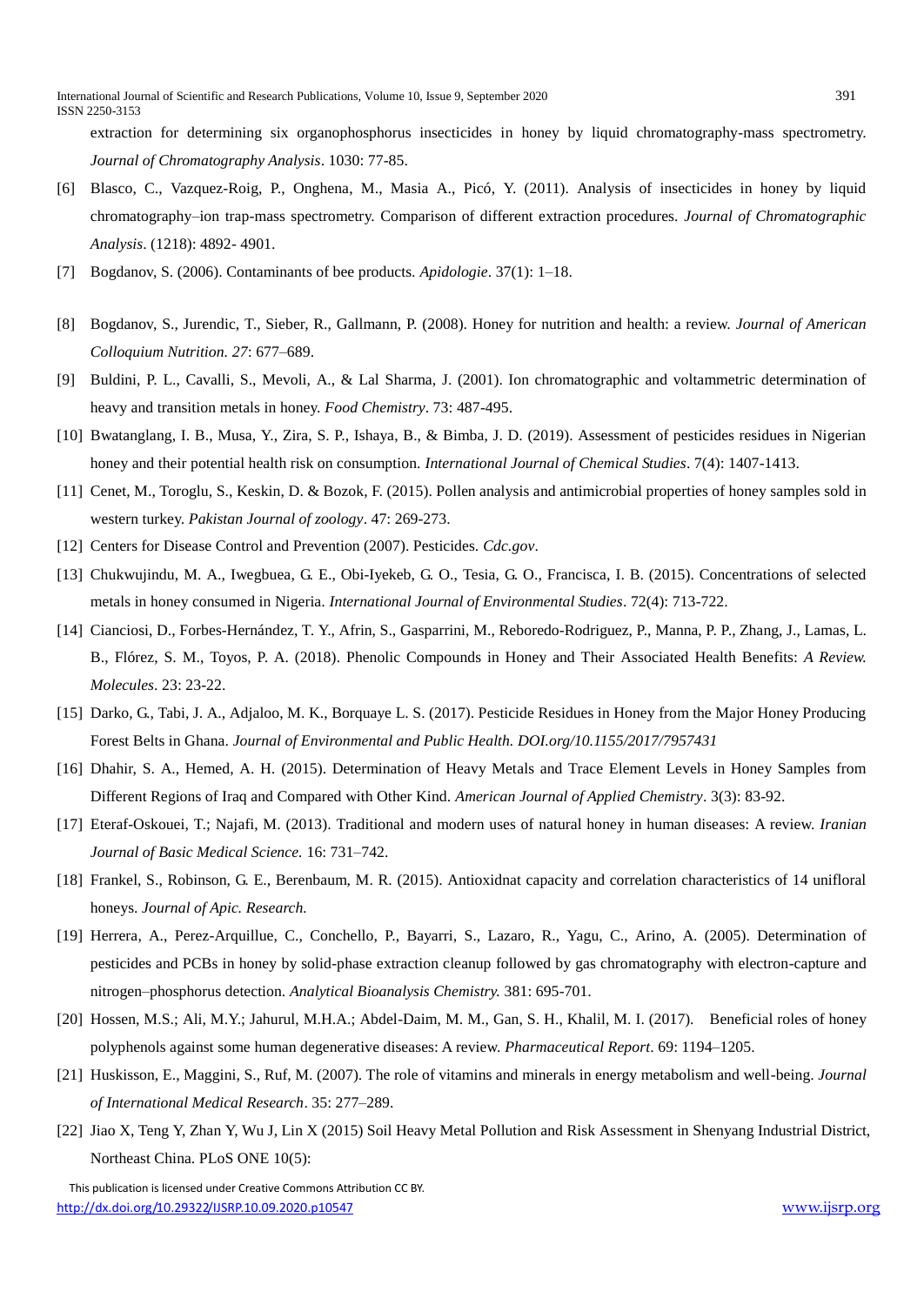extraction for determining six organophosphorus insecticides in honey by liquid chromatography-mass spectrometry. *Journal of Chromatography Analysis*. 1030: 77-85.

[6] Blasco, C., Vazquez-Roig, P., Onghena, M., Masia A., Picó, Y. (2011). Analysis of insecticides in honey by liquid chromatography–ion trap-mass spectrometry. Comparison of different extraction procedures. *Journal of Chromatographic Analysis*. (1218): 4892- 4901.

[7] Bogdanov, S. (2006). Contaminants of bee products. *Apidologie*. 37(1): 1–18.

[8] Bogdanov, S., Jurendic, T., Sieber, R., Gallmann, P. (2008). Honey for nutrition and health: a review. *Journal of American Colloquium Nutrition. 27*: 677–689.

[9] Buldini, P. L., Cavalli, S., Mevoli, A., & Lal Sharma, J. (2001). Ion chromatographic and voltammetric determination of heavy and transition metals in honey. *Food Chemistry*. 73: 487-495.

[10] Bwatanglang, I. B., Musa, Y., Zira, S. P., Ishaya, B., & Bimba, J. D. (2019). Assessment of pesticides residues in Nigerian honey and their potential health risk on consumption. *International Journal of Chemical Studies*. 7(4): 1407-1413.

[11] Cenet, M., Toroglu, S., Keskin, D. & Bozok, F. (2015). Pollen analysis and antimicrobial properties of honey samples sold in western turkey. *Pakistan Journal of zoology*. 47: 269-273.

[12] Centers for Disease Control and Prevention (2007). Pesticides. *Cdc.gov*.

[13] Chukwujindu, M. A., Iwegbuea, G. E., Obi-Iyekeb, G. O., Tesia, G. O., Francisca, I. B. (2015). Concentrations of selected metals in honey consumed in Nigeria. *International Journal of Environmental Studies*. 72(4): 713-722.

[14] Cianciosi, D., Forbes-Hernández, T. Y., Afrin, S., Gasparrini, M., Reboredo-Rodriguez, P., Manna, P. P., Zhang, J., Lamas, L. B., Flórez, S. M., Toyos, P. A. (2018). Phenolic Compounds in Honey and Their Associated Health Benefits: *A Review. Molecules*. 23: 23-22.

[15] Darko, G., Tabi, J. A., Adjaloo, M. K., Borquaye L. S. (2017). Pesticide Residues in Honey from the Major Honey Producing Forest Belts in Ghana. *Journal of Environmental and Public Health. DOI.org/10.1155/2017/7957431*

[16] Dhahir, S. A., Hemed, A. H. (2015). Determination of Heavy Metals and Trace Element Levels in Honey Samples from Different Regions of Iraq and Compared with Other Kind. *American Journal of Applied Chemistry*. 3(3): 83-92.

[17] Eteraf-Oskouei, T.; Najafi, M. (2013). Traditional and modern uses of natural honey in human diseases: A review. *Iranian Journal of Basic Medical Science.* 16: 731–742.

[18] Frankel, S., Robinson, G. E., Berenbaum, M. R. (2015). Antioxidnat capacity and correlation characteristics of 14 unifloral honeys. *Journal of Apic. Research.*

[19] Herrera, A., Perez-Arquillue, C., Conchello, P., Bayarri, S., Lazaro, R., Yagu, C., Arino, A. (2005). Determination of pesticides and PCBs in honey by solid-phase extraction cleanup followed by gas chromatography with electron-capture and nitrogen–phosphorus detection. *Analytical Bioanalysis Chemistry.* 381: 695-701.

[20] Hossen, M.S.; Ali, M.Y.; Jahurul, M.H.A.; Abdel-Daim, M. M., Gan, S. H., Khalil, M. I. (2017). Beneficial roles of honey polyphenols against some human degenerative diseases: A review. *Pharmaceutical Report*. 69: 1194–1205.

[21] Huskisson, E., Maggini, S., Ruf, M. (2007). The role of vitamins and minerals in energy metabolism and well-being. *Journal of International Medical Research*. 35: 277–289.

[22] Jiao X, Teng Y, Zhan Y, Wu J, Lin X (2015) Soil Heavy Metal Pollution and Risk Assessment in Shenyang Industrial District, Northeast China. PLoS ONE 10(5):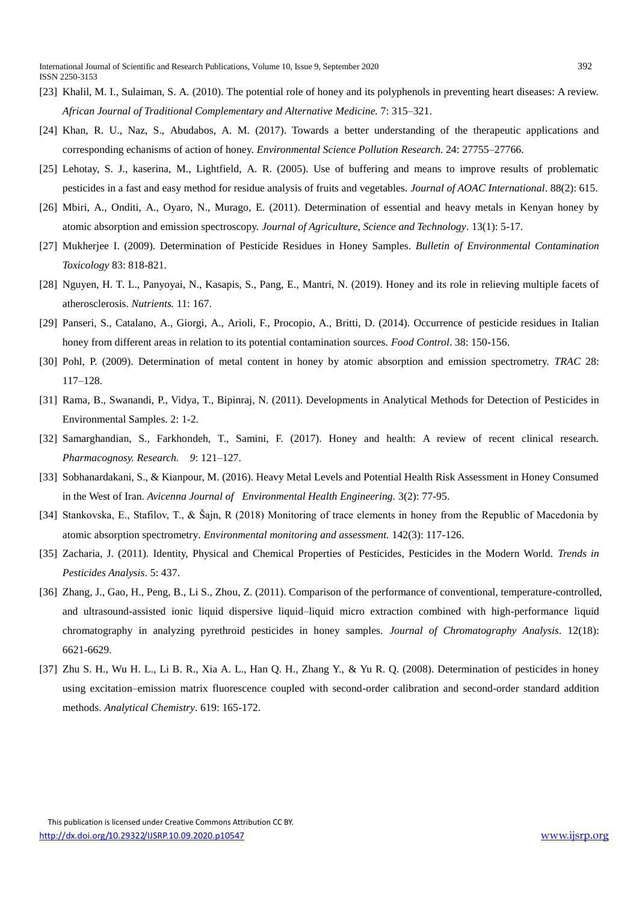[23] Khalil, M. I., Sulaiman, S. A. (2010). The potential role of honey and its polyphenols in preventing heart diseases: A review. *African Journal of Traditional Complementary and Alternative Medicine.* 7: 315–321.

[24] Khan, R. U., Naz, S., Abudabos, A. M. (2017). Towards a better understanding of the therapeutic applications and corresponding echanisms of action of honey. *Environmental Science Pollution Research.* 24: 27755–27766.

[25] Lehotay, S. J., kaserina, M., Lightfield, A. R. (2005). Use of buffering and means to improve results of problematic pesticides in a fast and easy method for residue analysis of fruits and vegetables. *Journal of AOAC International*. 88(2): 615.

[26] Mbiri, A., Onditi, A., Oyaro, N., Murago, E. (2011). Determination of essential and heavy metals in Kenyan honey by atomic absorption and emission spectroscopy. *Journal of Agriculture, Science and Technology*. 13(1): 5-17.

[27] Mukherjee I. (2009). Determination of Pesticide Residues in Honey Samples. *Bulletin of Environmental Contamination Toxicology* 83: 818-821.

[28] Nguyen, H. T. L., Panyoyai, N., Kasapis, S., Pang, E., Mantri, N. (2019). Honey and its role in relieving multiple facets of atherosclerosis. *Nutrients.* 11: 167.

[29] Panseri, S., Catalano, A., Giorgi, A., Arioli, F., Procopio, A., Britti, D. (2014). Occurrence of pesticide residues in Italian honey from different areas in relation to its potential contamination sources. *Food Control*. 38: 150-156.

[30] Pohl, P. (2009). Determination of metal content in honey by atomic absorption and emission spectrometry. *TRAC* 28: 117–128.

[31] Rama, B., Swanandi, P., Vidya, T., Bipinraj, N. (2011). Developments in Analytical Methods for Detection of Pesticides in Environmental Samples. 2: 1-2.

[32] Samarghandian, S., Farkhondeh, T., Samini, F. (2017). Honey and health: A review of recent clinical research. *Pharmacognosy. Research. 9*: 121–127.

[33] Sobhanardakani, S., & Kianpour, M. (2016). Heavy Metal Levels and Potential Health Risk Assessment in Honey Consumed in the West of Iran. *Avicenna Journal of Environmental Health Engineering.* 3(2): 77-95.

[34] Stankovska, E., Stafilov, T., & Šajn, R (2018) Monitoring of trace elements in honey from the Republic of Macedonia by atomic absorption spectrometry. *Environmental monitoring and assessment.* 142(3): 117-126.

[35] Zacharia, J. (2011). Identity, Physical and Chemical Properties of Pesticides, Pesticides in the Modern World. *Trends in Pesticides Analysis*. 5: 437.

[36] Zhang, J., Gao, H., Peng, B., Li S., Zhou, Z. (2011). Comparison of the performance of conventional, temperature-controlled, and ultrasound-assisted ionic liquid dispersive liquid–liquid micro extraction combined with high-performance liquid chromatography in analyzing pyrethroid pesticides in honey samples. *Journal of Chromatography Analysis*. 12(18): 6621-6629.

[37] Zhu S. H., Wu H. L., Li B. R., Xia A. L., Han Q. H., Zhang Y., & Yu R. Q. (2008). Determination of pesticides in honey using excitation–emission matrix fluorescence coupled with second-order calibration and second-order standard addition methods. *Analytical Chemistry*. 619: 165-172.